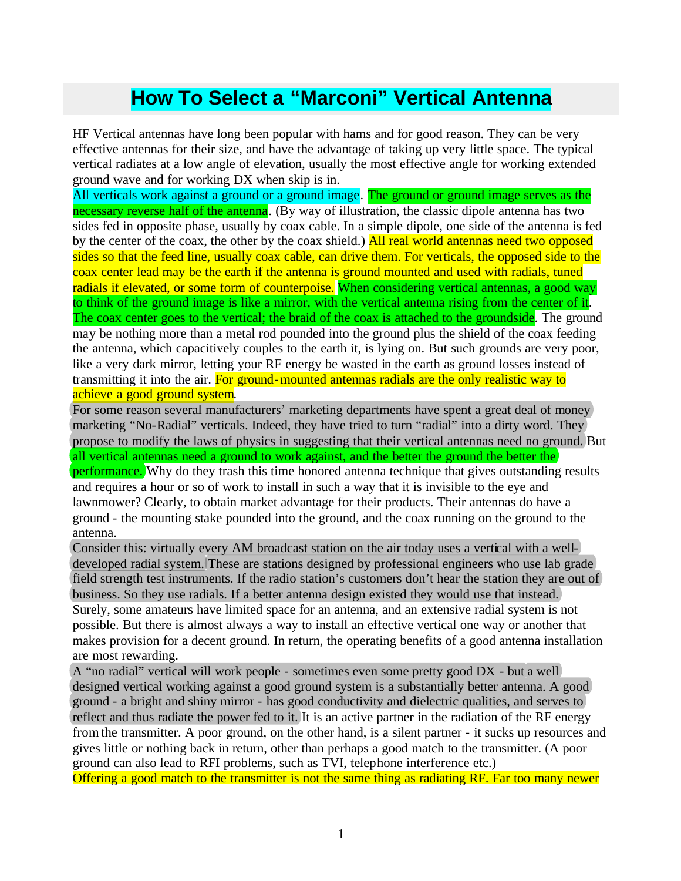# How To Select a "Marconi" Vertical Antenna

HF Vertical antennas have long been popular with hams and for good reason. They can be very effective antennas for their size, and have the advantage of taking up very little space. The typical vertical radiates at a low angle of elevation, usually the most effective angle for working extended ground wave and for working DX when skip is in.

All verticals work against a ground or a ground image. The ground or ground image serves as the necessary reverse half of the antenna. (By way of illustration, the classic dipole antenna has two sides fed in opposite phase, usually by coax cable. In a simple dipole, one side of the antenna is fed by the center of the coax, the other by the coax shield.) All real world antennas need two opposed sides so that the feed line, usually coax cable, can drive them. For verticals, the opposed side to the coax center lead may be the earth if the antenna is ground mounted and used with radials, tuned radials if elevated, or some form of counterpoise. When considering vertical antennas, a good way to think of the ground image is like a mirror, with the vertical antenna rising from the center of it. The coax center goes to the vertical; the braid of the coax is attached to the groundside. The ground may be nothing more than a metal rod pounded into the ground plus the shield of the coax feeding the antenna, which capacitively couples to the earth it, is lying on. But such grounds are very poor, like a very dark mirror, letting your RF energy be wasted in the earth as ground losses instead of transmitting it into the air. For ground-mounted antennas radials are the only realistic way to achieve a good ground system.

For some reason several manufacturers' marketing departments have spent a great deal of money marketing "No-Radial" verticals. Indeed, they have tried to turn "radial" into a dirty word. They propose to modify the laws of physics in suggesting that their vertical antennas need no ground. But all vertical antennas need a ground to work against, and the better the ground the better the performance. Why do they trash this time honored antenna technique that gives outstanding results and requires a hour or so of work to install in such a way that it is invisible to the eye and lawnmower? Clearly, to obtain market advantage for their products. Their antennas do have a ground - the mounting stake pounded into the ground, and the coax running on the ground to the antenna.

Consider this: virtually every AM broadcast station on the air today uses a vertical with a well-developed radial system. These are stations designed by professional engineers who use lab grade field strength test instruments. If the radio station's customers don't hear the station they are out of business. So they use radials. If a better antenna design existed they would use that instead.

Surely, some amateurs have limited space for an antenna, and an extensive radial system is not possible. But there is almost always a way to install an effective vertical one way or another that makes provision for a decent ground. In return, the operating benefits of a good antenna installation are most rewarding.

A "no radial" vertical will work people - sometimes even some pretty good DX - but a well designed vertical working against a good ground system is a substantially better antenna. A good ground - a bright and shiny mirror - has good conductivity and dielectric qualities, and serves to reflect and thus radiate the power fed to it. It is an active partner in the radiation of the RF energy from the transmitter. A poor ground, on the other hand, is a silent partner - it sucks up resources and gives little or nothing back in return, other than perhaps a good match to the transmitter. (A poor ground can also lead to RFI problems, such as TVI, telephone interference etc.)

Offering a good match to the transmitter is not the same thing as radiating RF. Far too many newer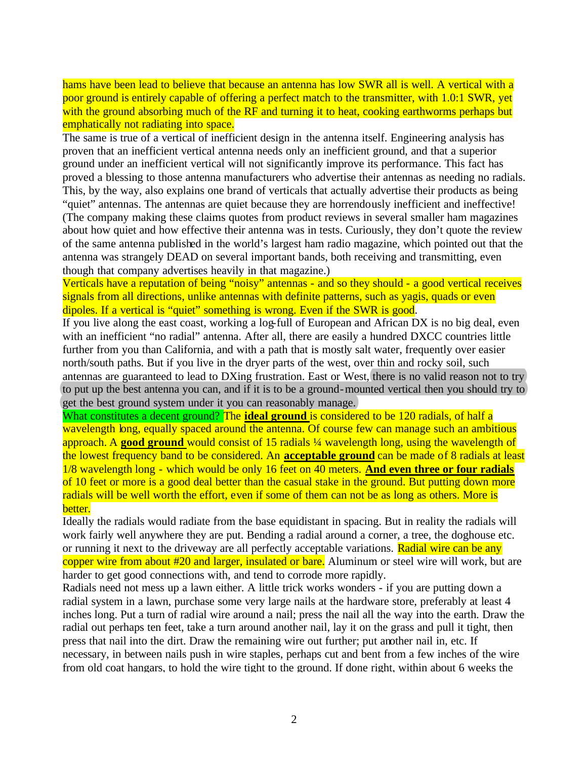hams have been lead to believe that because an antenna has low SWR all is well. A vertical with a poor ground is entirely capable of offering a perfect match to the transmitter, with 1.0:1 SWR, yet with the ground absorbing much of the RF and turning it to heat, cooking earthworms perhaps but emphatically not radiating into space.

The same is true of a vertical of inefficient design in the antenna itself. Engineering analysis has proven that an inefficient vertical antenna needs only an inefficient ground, and that a superior ground under an inefficient vertical will not significantly improve its performance. This fact has proved a blessing to those antenna manufacturers who advertise their antennas as needing no radials. This, by the way, also explains one brand of verticals that actually advertise their products as being "quiet" antennas. The antennas are quiet because they are horrendously inefficient and ineffective! (The company making these claims quotes from product reviews in several smaller ham magazines about how quiet and how effective their antenna was in tests. Curiously, they don't quote the review of the same antenna published in the world's largest ham radio magazine, which pointed out that the antenna was strangely DEAD on several important bands, both receiving and transmitting, even though that company advertises heavily in that magazine.)

Verticals have a reputation of being "noisy" antennas - and so they should - a good vertical receives signals from all directions, unlike antennas with definite patterns, such as yagis, quads or even dipoles. If a vertical is "quiet" something is wrong. Even if the SWR is good.

If you live along the east coast, working a log-full of European and African DX is no big deal, even with an inefficient "no radial" antenna. After all, there are easily a hundred DXCC countries little further from you than California, and with a path that is mostly salt water, frequently over easier north/south paths. But if you live in the dryer parts of the west, over thin and rocky soil, such antennas are guaranteed to lead to DXing frustration. East or West, there is no valid reason not to try to put up the best antenna you can, and if it is to be a ground-mounted vertical then you should try to get the best ground system under it you can reasonably manage.

What constitutes a decent ground? The **ideal ground** is considered to be 120 radials, of half a wavelength long, equally spaced around the antenna. Of course few can manage such an ambitious approach. A **good ground** would consist of 15 radials ¼ wavelength long, using the wavelength of the lowest frequency band to be considered. An **acceptable ground** can be made of 8 radials at least 1/8 wavelength long - which would be only 16 feet on 40 meters. **And even three or four radials** of 10 feet or more is a good deal better than the casual stake in the ground. But putting down more radials will be well worth the effort, even if some of them can not be as long as others. More is better.

Ideally the radials would radiate from the base equidistant in spacing. But in reality the radials will work fairly well anywhere they are put. Bending a radial around a corner, a tree, the doghouse etc. or running it next to the driveway are all perfectly acceptable variations. Radial wire can be any copper wire from about #20 and larger, insulated or bare. Aluminum or steel wire will work, but are harder to get good connections with, and tend to corrode more rapidly.

Radials need not mess up a lawn either. A little trick works wonders - if you are putting down a radial system in a lawn, purchase some very large nails at the hardware store, preferably at least 4 inches long. Put a turn of radial wire around a nail; press the nail all the way into the earth. Draw the radial out perhaps ten feet, take a turn around another nail, lay it on the grass and pull it tight, then press that nail into the dirt. Draw the remaining wire out further; put another nail in, etc. If necessary, in between nails push in wire staples, perhaps cut and bent from a few inches of the wire from old coat hangars, to hold the wire tight to the ground. If done right, within about 6 weeks the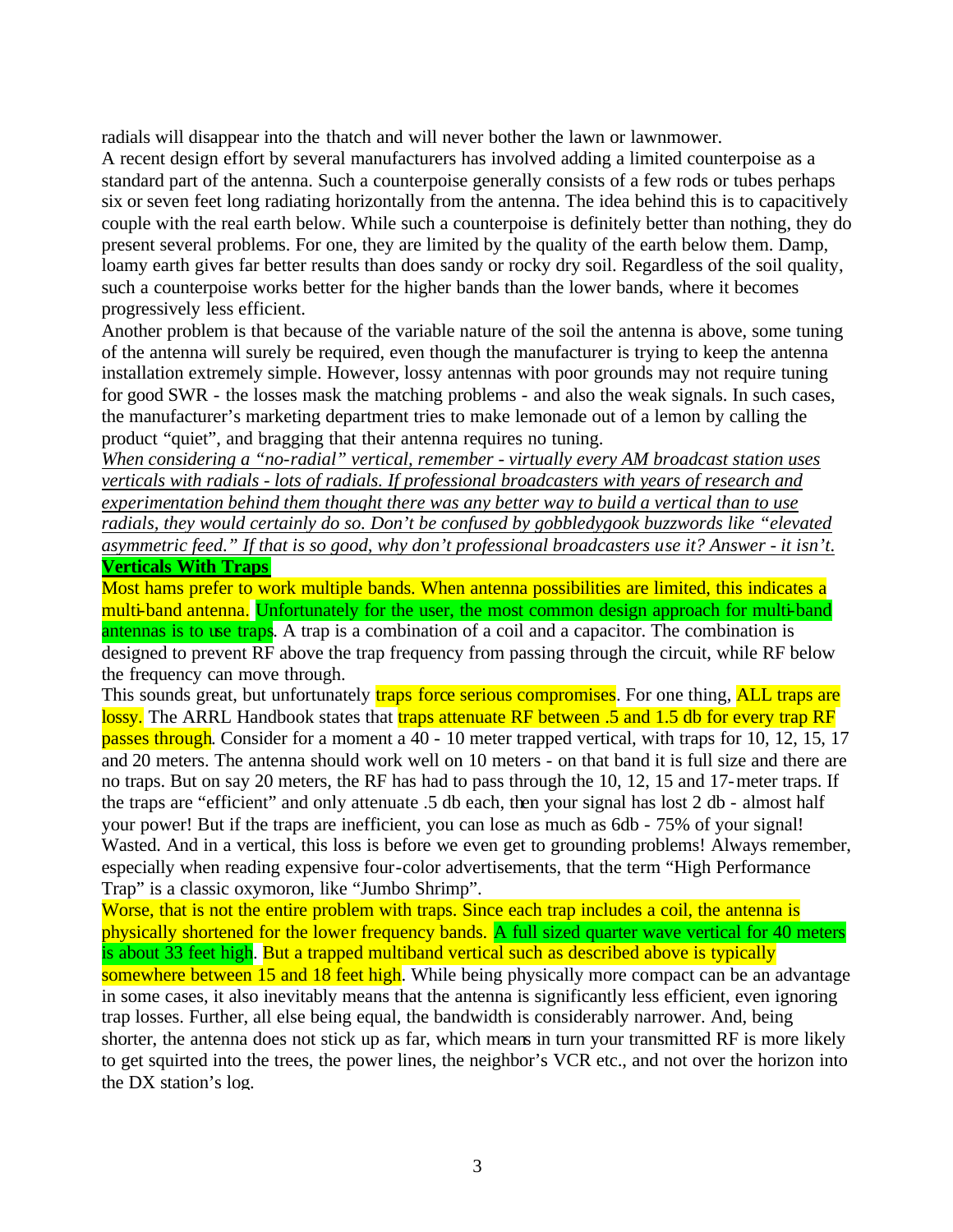radials will disappear into the thatch and will never bother the lawn or lawnmower.

A recent design effort by several manufacturers has involved adding a limited counterpoise as a standard part of the antenna. Such a counterpoise generally consists of a few rods or tubes perhaps six or seven feet long radiating horizontally from the antenna. The idea behind this is to capacitively couple with the real earth below. While such a counterpoise is definitely better than nothing, they do present several problems. For one, they are limited by the quality of the earth below them. Damp, loamy earth gives far better results than does sandy or rocky dry soil. Regardless of the soil quality, such a counterpoise works better for the higher bands than the lower bands, where it becomes progressively less efficient.

Another problem is that because of the variable nature of the soil the antenna is above, some tuning of the antenna will surely be required, even though the manufacturer is trying to keep the antenna installation extremely simple. However, lossy antennas with poor grounds may not require tuning for good SWR - the losses mask the matching problems - and also the weak signals. In such cases, the manufacturer's marketing department tries to make lemonade out of a lemon by calling the product "quiet", and bragging that their antenna requires no tuning.

*When considering a "no-radial" vertical, remember - virtually every AM broadcast station uses verticals with radials - lots of radials. If professional broadcasters with years of research and experimentation behind them thought there was any better way to build a vertical than to use radials, they would certainly do so. Don't be confused by gobbledygook buzzwords like "elevated asymmetric feed." If that is so good, why don't professional broadcasters use it? Answer - it isn't.*

**Verticals With Traps**

Most hams prefer to work multiple bands. When antenna possibilities are limited, this indicates a multi-band antenna. Unfortunately for the user, the most common design approach for multi-band antennas is to use traps. A trap is a combination of a coil and a capacitor. The combination is designed to prevent RF above the trap frequency from passing through the circuit, while RF below the frequency can move through.

This sounds great, but unfortunately traps force serious compromises. For one thing, ALL traps are lossy. The ARRL Handbook states that traps attenuate RF between .5 and 1.5 db for every trap RF passes through. Consider for a moment a 40 - 10 meter trapped vertical, with traps for 10, 12, 15, 17 and 20 meters. The antenna should work well on 10 meters - on that band it is full size and there are no traps. But on say 20 meters, the RF has had to pass through the 10, 12, 15 and 17-meter traps. If the traps are "efficient" and only attenuate .5 db each, then your signal has lost 2 db - almost half your power! But if the traps are inefficient, you can lose as much as 6db - 75% of your signal! Wasted. And in a vertical, this loss is before we even get to grounding problems! Always remember, especially when reading expensive four-color advertisements, that the term "High Performance Trap" is a classic oxymoron, like "Jumbo Shrimp".

Worse, that is not the entire problem with traps. Since each trap includes a coil, the antenna is physically shortened for the lower frequency bands. A full sized quarter wave vertical for 40 meters is about 33 feet high. But a trapped multiband vertical such as described above is typically somewhere between 15 and 18 feet high. While being physically more compact can be an advantage in some cases, it also inevitably means that the antenna is significantly less efficient, even ignoring trap losses. Further, all else being equal, the bandwidth is considerably narrower. And, being shorter, the antenna does not stick up as far, which means in turn your transmitted RF is more likely to get squirted into the trees, the power lines, the neighbor's VCR etc., and not over the horizon into the DX station's log.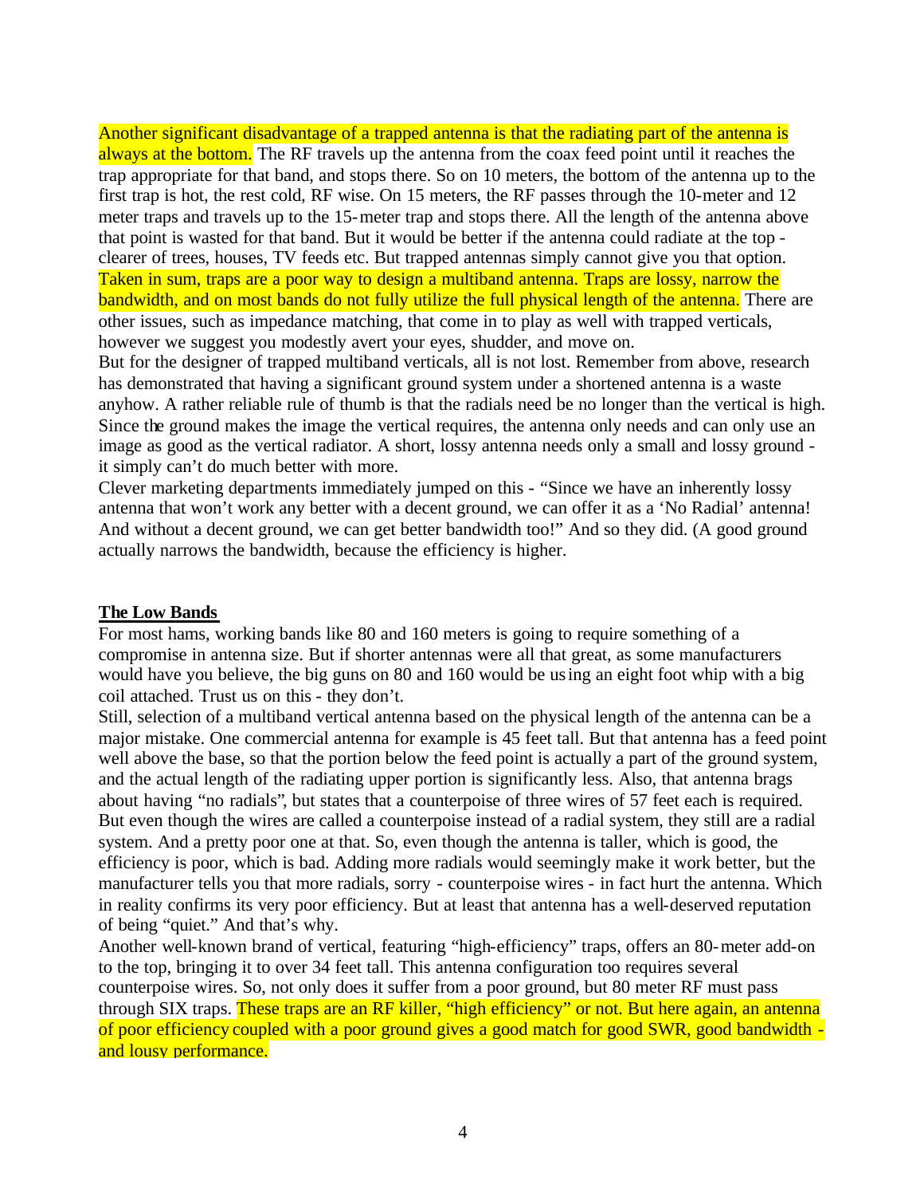Another significant disadvantage of a trapped antenna is that the radiating part of the antenna is always at the bottom. The RF travels up the antenna from the coax feed point until it reaches the trap appropriate for that band, and stops there. So on 10 meters, the bottom of the antenna up to the first trap is hot, the rest cold, RF wise. On 15 meters, the RF passes through the 10-meter and 12 meter traps and travels up to the 15-meter trap and stops there. All the length of the antenna above that point is wasted for that band. But it would be better if the antenna could radiate at the top - clearer of trees, houses, TV feeds etc. But trapped antennas simply cannot give you that option. Taken in sum, traps are a poor way to design a multiband antenna. Traps are lossy, narrow the bandwidth, and on most bands do not fully utilize the full physical length of the antenna. There are other issues, such as impedance matching, that come in to play as well with trapped verticals, however we suggest you modestly avert your eyes, shudder, and move on.

But for the designer of trapped multiband verticals, all is not lost. Remember from above, research has demonstrated that having a significant ground system under a shortened antenna is a waste anyhow. A rather reliable rule of thumb is that the radials need be no longer than the vertical is high. Since the ground makes the image the vertical requires, the antenna only needs and can only use an image as good as the vertical radiator. A short, lossy antenna needs only a small and lossy ground - it simply can't do much better with more.

Clever marketing departments immediately jumped on this - "Since we have an inherently lossy antenna that won't work any better with a decent ground, we can offer it as a 'No Radial' antenna! And without a decent ground, we can get better bandwidth too!" And so they did. (A good ground actually narrows the bandwidth, because the efficiency is higher.

**The Low Bands**

For most hams, working bands like 80 and 160 meters is going to require something of a compromise in antenna size. But if shorter antennas were all that great, as some manufacturers would have you believe, the big guns on 80 and 160 would be using an eight foot whip with a big coil attached. Trust us on this - they don't.

Still, selection of a multiband vertical antenna based on the physical length of the antenna can be a major mistake. One commercial antenna for example is 45 feet tall. But that antenna has a feed point well above the base, so that the portion below the feed point is actually a part of the ground system, and the actual length of the radiating upper portion is significantly less. Also, that antenna brags about having "no radials", but states that a counterpoise of three wires of 57 feet each is required. But even though the wires are called a counterpoise instead of a radial system, they still are a radial system. And a pretty poor one at that. So, even though the antenna is taller, which is good, the efficiency is poor, which is bad. Adding more radials would seemingly make it work better, but the manufacturer tells you that more radials, sorry - counterpoise wires - in fact hurt the antenna. Which in reality confirms its very poor efficiency. But at least that antenna has a well-deserved reputation of being "quiet." And that's why.

Another well-known brand of vertical, featuring "high-efficiency" traps, offers an 80-meter add-on to the top, bringing it to over 34 feet tall. This antenna configuration too requires several counterpoise wires. So, not only does it suffer from a poor ground, but 80 meter RF must pass through SIX traps. These traps are an RF killer, "high efficiency" or not. But here again, an antenna of poor efficiency coupled with a poor ground gives a good match for good SWR, good bandwidth - and lousy performance.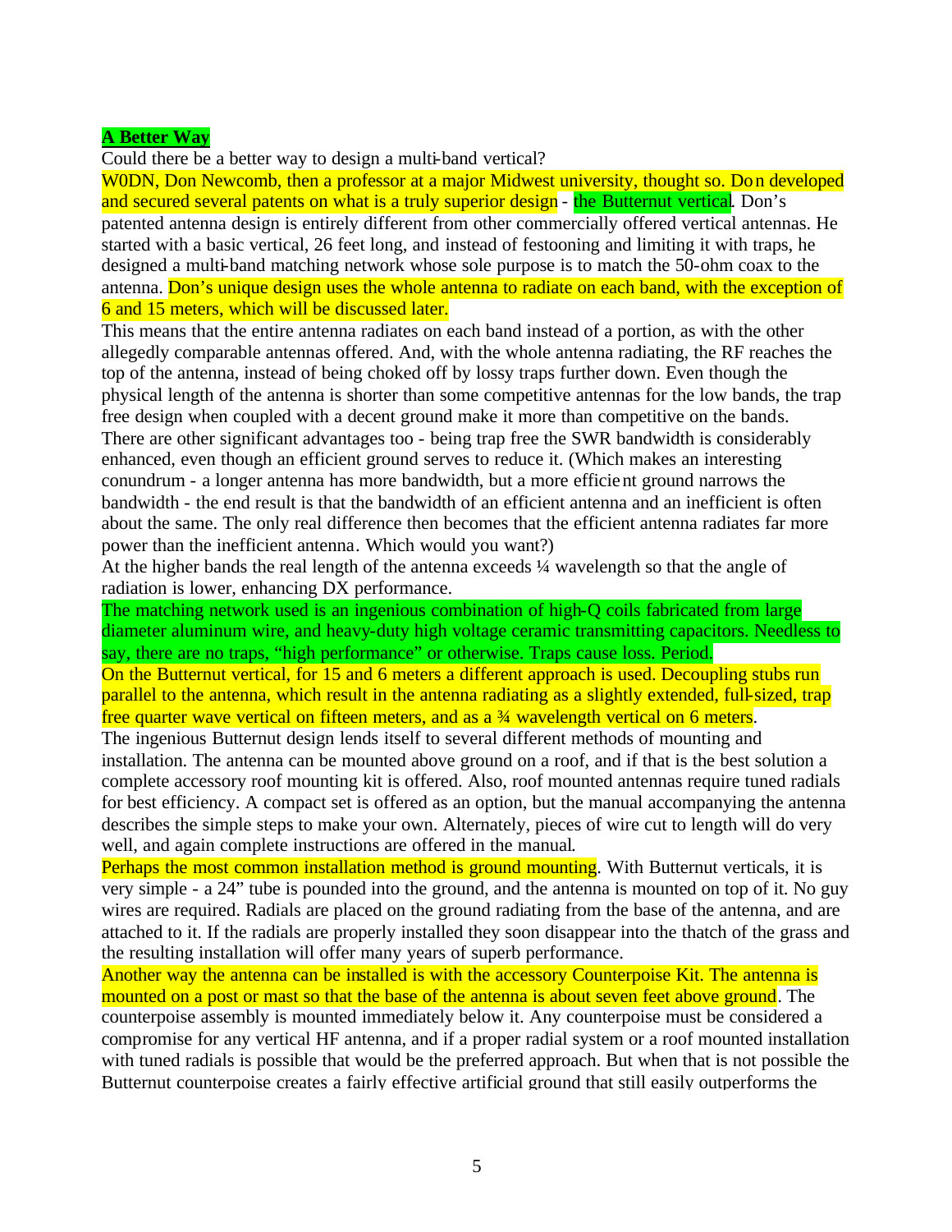**A Better Way**

Could there be a better way to design a multi-band vertical?

W0DN, Don Newcomb, then a professor at a major Midwest university, thought so. Don developed and secured several patents on what is a truly superior design - the Butternut vertical. Don's patented antenna design is entirely different from other commercially offered vertical antennas. He started with a basic vertical, 26 feet long, and instead of festooning and limiting it with traps, he designed a multi-band matching network whose sole purpose is to match the 50-ohm coax to the antenna. Don's unique design uses the whole antenna to radiate on each band, with the exception of 6 and 15 meters, which will be discussed later.

This means that the entire antenna radiates on each band instead of a portion, as with the other allegedly comparable antennas offered. And, with the whole antenna radiating, the RF reaches the top of the antenna, instead of being choked off by lossy traps further down. Even though the physical length of the antenna is shorter than some competitive antennas for the low bands, the trap free design when coupled with a decent ground make it more than competitive on the bands.

There are other significant advantages too - being trap free the SWR bandwidth is considerably enhanced, even though an efficient ground serves to reduce it. (Which makes an interesting conundrum - a longer antenna has more bandwidth, but a more efficient ground narrows the bandwidth - the end result is that the bandwidth of an efficient antenna and an inefficient is often about the same. The only real difference then becomes that the efficient antenna radiates far more power than the inefficient antenna. Which would you want?)

At the higher bands the real length of the antenna exceeds ¼ wavelength so that the angle of radiation is lower, enhancing DX performance.

The matching network used is an ingenious combination of high-Q coils fabricated from large diameter aluminum wire, and heavy-duty high voltage ceramic transmitting capacitors. Needless to say, there are no traps, "high performance" or otherwise. Traps cause loss. Period.

On the Butternut vertical, for 15 and 6 meters a different approach is used. Decoupling stubs run parallel to the antenna, which result in the antenna radiating as a slightly extended, full-sized, trap free quarter wave vertical on fifteen meters, and as a ¾ wavelength vertical on 6 meters.

The ingenious Butternut design lends itself to several different methods of mounting and installation. The antenna can be mounted above ground on a roof, and if that is the best solution a complete accessory roof mounting kit is offered. Also, roof mounted antennas require tuned radials for best efficiency. A compact set is offered as an option, but the manual accompanying the antenna describes the simple steps to make your own. Alternately, pieces of wire cut to length will do very well, and again complete instructions are offered in the manual.

Perhaps the most common installation method is ground mounting. With Butternut verticals, it is very simple - a 24" tube is pounded into the ground, and the antenna is mounted on top of it. No guy wires are required. Radials are placed on the ground radiating from the base of the antenna, and are attached to it. If the radials are properly installed they soon disappear into the thatch of the grass and the resulting installation will offer many years of superb performance.

Another way the antenna can be installed is with the accessory Counterpoise Kit. The antenna is mounted on a post or mast so that the base of the antenna is about seven feet above ground. The counterpoise assembly is mounted immediately below it. Any counterpoise must be considered a compromise for any vertical HF antenna, and if a proper radial system or a roof mounted installation with tuned radials is possible that would be the preferred approach. But when that is not possible the Butternut counterpoise creates a fairly effective artificial ground that still easily outperforms the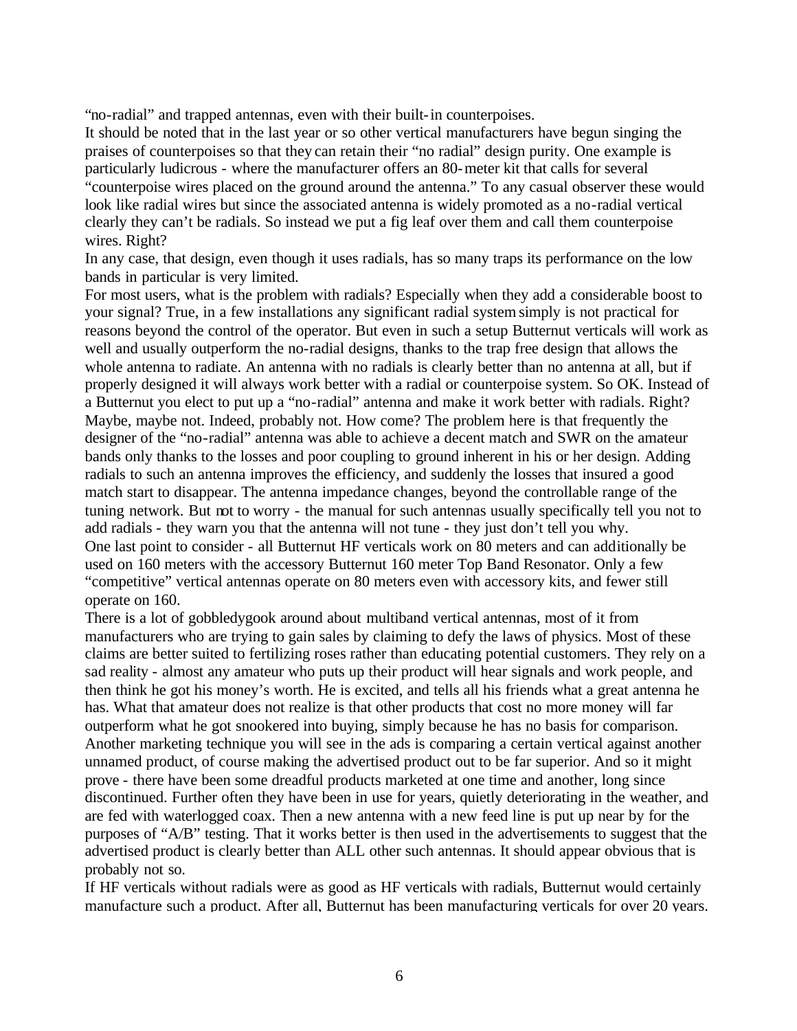"no-radial" and trapped antennas, even with their built-in counterpoises.

It should be noted that in the last year or so other vertical manufacturers have begun singing the praises of counterpoises so that they can retain their "no radial" design purity. One example is particularly ludicrous - where the manufacturer offers an 80-meter kit that calls for several "counterpoise wires placed on the ground around the antenna." To any casual observer these would look like radial wires but since the associated antenna is widely promoted as a no-radial vertical clearly they can't be radials. So instead we put a fig leaf over them and call them counterpoise wires. Right?

In any case, that design, even though it uses radials, has so many traps its performance on the low bands in particular is very limited.

For most users, what is the problem with radials? Especially when they add a considerable boost to your signal? True, in a few installations any significant radial system simply is not practical for reasons beyond the control of the operator. But even in such a setup Butternut verticals will work as well and usually outperform the no-radial designs, thanks to the trap free design that allows the whole antenna to radiate. An antenna with no radials is clearly better than no antenna at all, but if properly designed it will always work better with a radial or counterpoise system. So OK. Instead of a Butternut you elect to put up a "no-radial" antenna and make it work better with radials. Right? Maybe, maybe not. Indeed, probably not. How come? The problem here is that frequently the designer of the "no-radial" antenna was able to achieve a decent match and SWR on the amateur bands only thanks to the losses and poor coupling to ground inherent in his or her design. Adding radials to such an antenna improves the efficiency, and suddenly the losses that insured a good match start to disappear. The antenna impedance changes, beyond the controllable range of the tuning network. But not to worry - the manual for such antennas usually specifically tell you not to add radials - they warn you that the antenna will not tune - they just don't tell you why.

One last point to consider - all Butternut HF verticals work on 80 meters and can additionally be used on 160 meters with the accessory Butternut 160 meter Top Band Resonator. Only a few "competitive" vertical antennas operate on 80 meters even with accessory kits, and fewer still operate on 160.

There is a lot of gobbledygook around about multiband vertical antennas, most of it from manufacturers who are trying to gain sales by claiming to defy the laws of physics. Most of these claims are better suited to fertilizing roses rather than educating potential customers. They rely on a sad reality - almost any amateur who puts up their product will hear signals and work people, and then think he got his money's worth. He is excited, and tells all his friends what a great antenna he has. What that amateur does not realize is that other products that cost no more money will far outperform what he got snookered into buying, simply because he has no basis for comparison.

Another marketing technique you will see in the ads is comparing a certain vertical against another unnamed product, of course making the advertised product out to be far superior. And so it might prove - there have been some dreadful products marketed at one time and another, long since discontinued. Further often they have been in use for years, quietly deteriorating in the weather, and are fed with waterlogged coax. Then a new antenna with a new feed line is put up near by for the purposes of "A/B" testing. That it works better is then used in the advertisements to suggest that the advertised product is clearly better than ALL other such antennas. It should appear obvious that is probably not so.

If HF verticals without radials were as good as HF verticals with radials, Butternut would certainly manufacture such a product. After all, Butternut has been manufacturing verticals for over 20 years.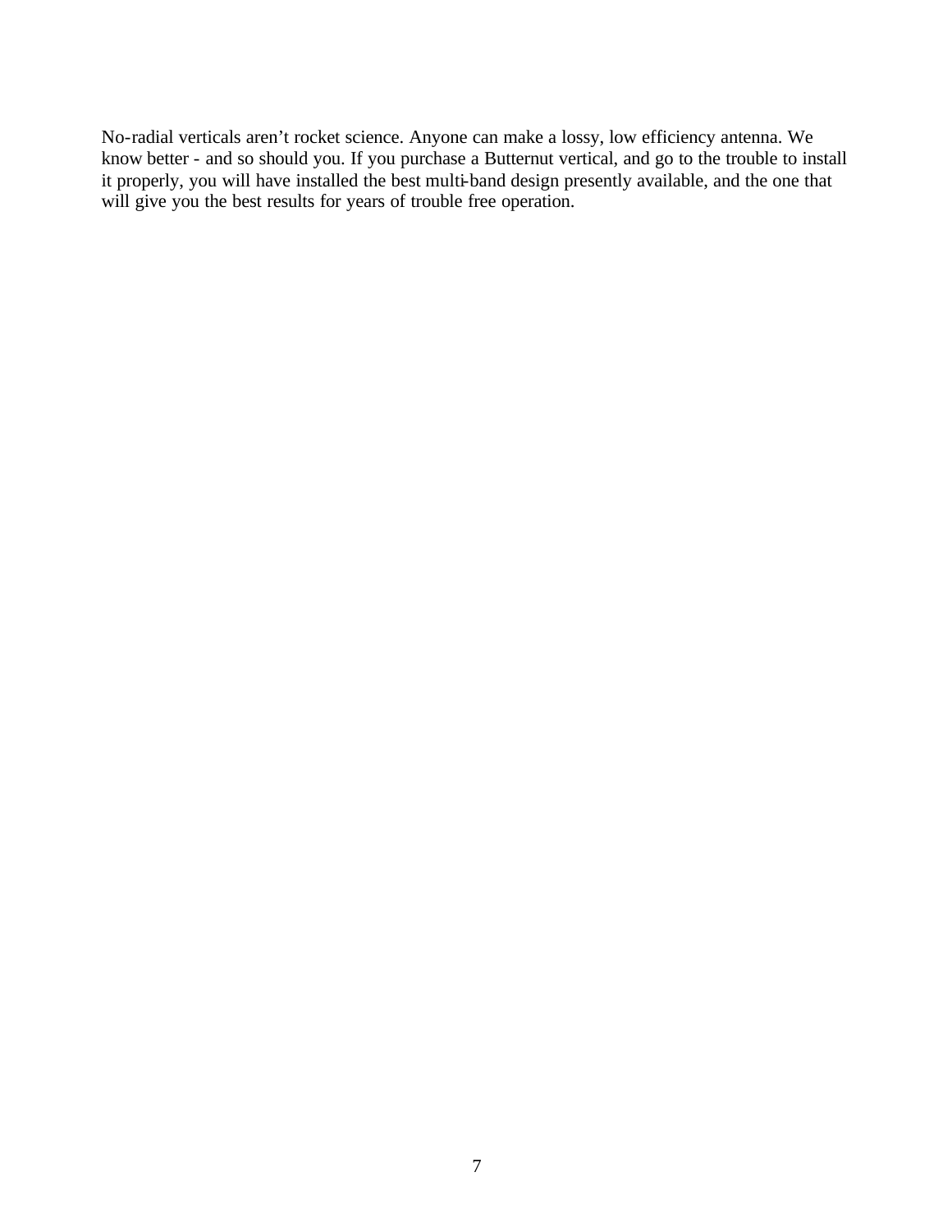No-radial verticals aren't rocket science. Anyone can make a lossy, low efficiency antenna. We know better - and so should you. If you purchase a Butternut vertical, and go to the trouble to install it properly, you will have installed the best multi-band design presently available, and the one that will give you the best results for years of trouble free operation.